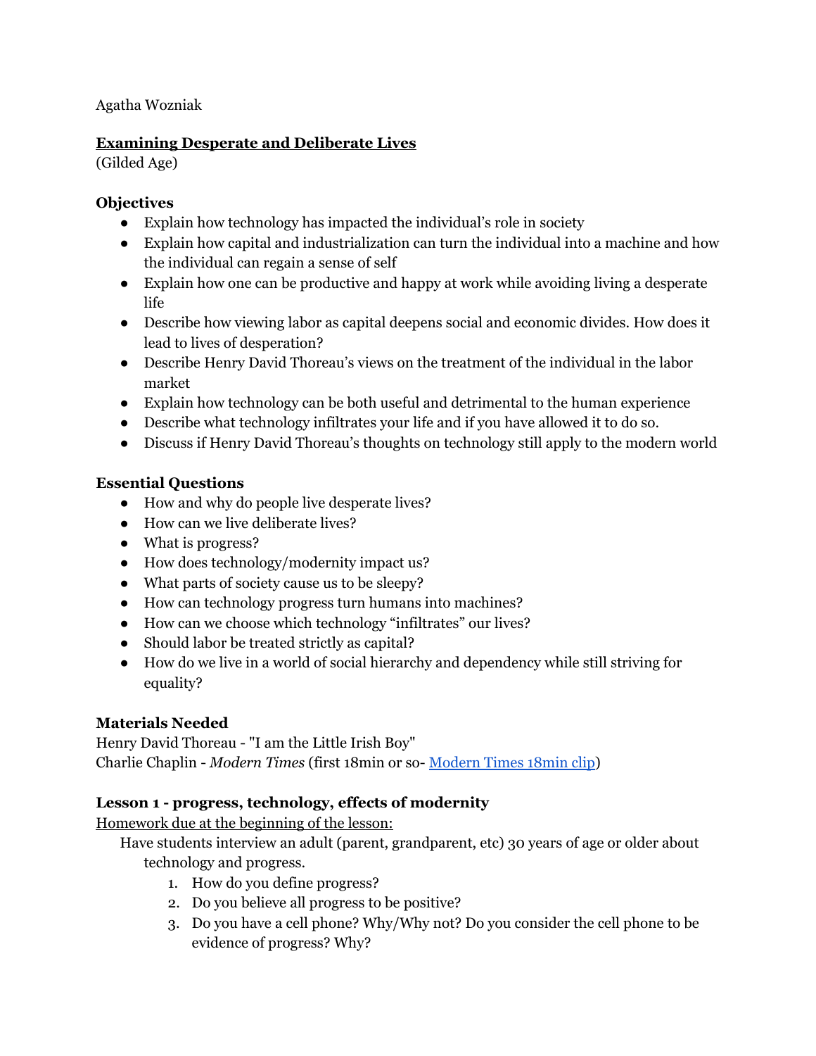Agatha Wozniak

## Examining Desperate and Deliberate Lives

(Gilded Age)

### Objectives

- Explain how technology has impacted the individual's role in society
- Explain how capital and industrialization can turn the individual into a machine and how the individual can regain a sense of self
- Explain how one can be productive and happy at work while avoiding living a desperate life
- Describe how viewing labor as capital deepens social and economic divides. How does it lead to lives of desperation?
- Describe Henry David Thoreau's views on the treatment of the individual in the labor market
- Explain how technology can be both useful and detrimental to the human experience
- Describe what technology infiltrates your life and if you have allowed it to do so.
- Discuss if Henry David Thoreau's thoughts on technology still apply to the modern world

### Essential Questions

- How and why do people live desperate lives?
- How can we live deliberate lives?
- What is progress?
- How does technology/modernity impact us?
- What parts of society cause us to be sleepy?
- How can technology progress turn humans into machines?
- How can we choose which technology "infiltrates" our lives?
- Should labor be treated strictly as capital?
- How do we live in a world of social hierarchy and dependency while still striving for equality?

### Materials Needed

Henry David Thoreau - "I am the Little Irish Boy"
Charlie Chaplin - *Modern Times* (first 18min or so- Modern Times 18min clip)

### Lesson 1 - progress, technology, effects of modernity

Homework due at the beginning of the lesson:

Have students interview an adult (parent, grandparent, etc) 30 years of age or older about technology and progress.

1. How do you define progress?
2. Do you believe all progress to be positive?
3. Do you have a cell phone? Why/Why not? Do you consider the cell phone to be evidence of progress? Why?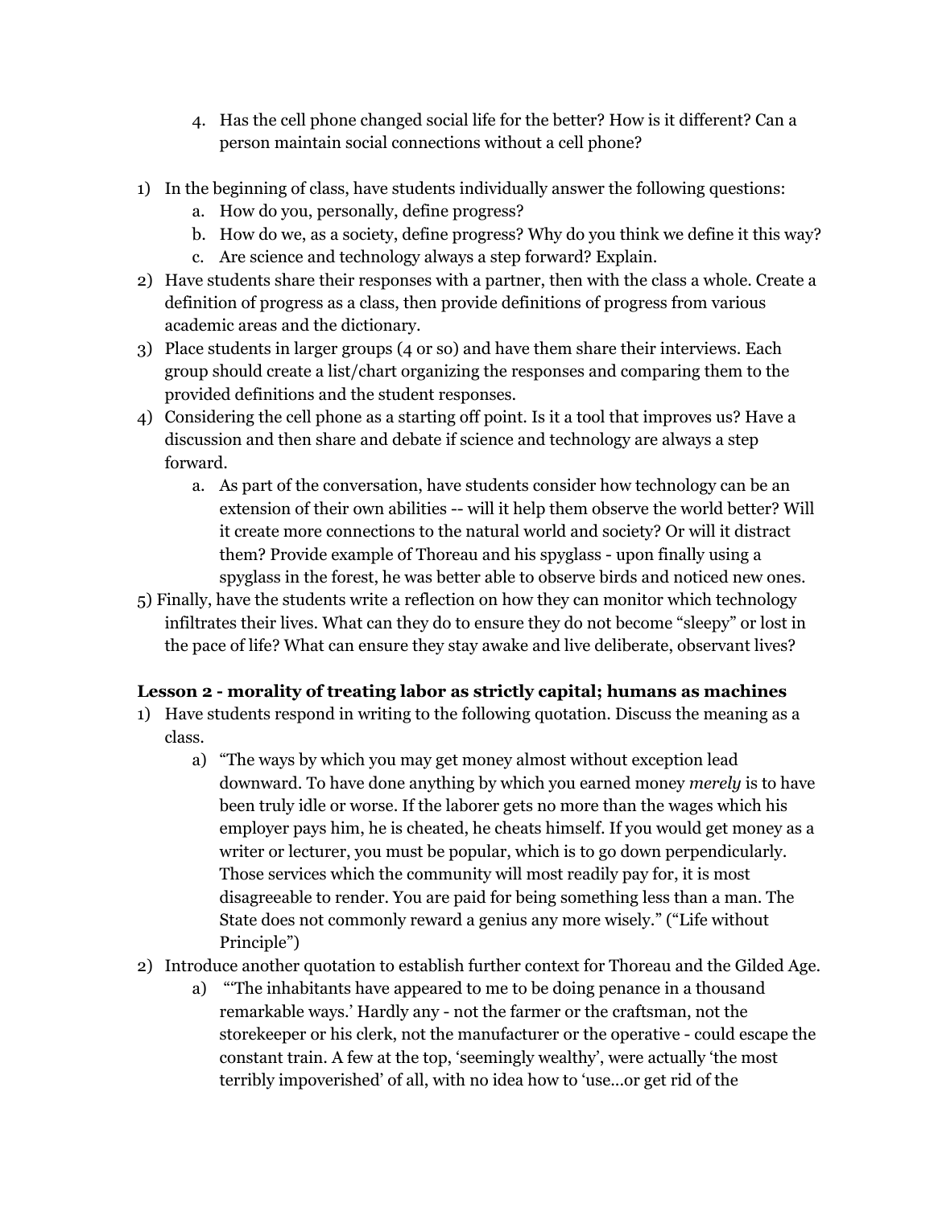4. Has the cell phone changed social life for the better? How is it different? Can a person maintain social connections without a cell phone?

1) In the beginning of class, have students individually answer the following questions:
   a. How do you, personally, define progress?
   b. How do we, as a society, define progress? Why do you think we define it this way?
   c. Are science and technology always a step forward? Explain.
2) Have students share their responses with a partner, then with the class a whole. Create a definition of progress as a class, then provide definitions of progress from various academic areas and the dictionary.
3) Place students in larger groups (4 or so) and have them share their interviews. Each group should create a list/chart organizing the responses and comparing them to the provided definitions and the student responses.
4) Considering the cell phone as a starting off point. Is it a tool that improves us? Have a discussion and then share and debate if science and technology are always a step forward.
   a. As part of the conversation, have students consider how technology can be an extension of their own abilities -- will it help them observe the world better? Will it create more connections to the natural world and society? Or will it distract them? Provide example of Thoreau and his spyglass - upon finally using a spyglass in the forest, he was better able to observe birds and noticed new ones.
5) Finally, have the students write a reflection on how they can monitor which technology infiltrates their lives. What can they do to ensure they do not become "sleepy" or lost in the pace of life? What can ensure they stay awake and live deliberate, observant lives?

**Lesson 2 - morality of treating labor as strictly capital; humans as machines**

1) Have students respond in writing to the following quotation. Discuss the meaning as a class.
   a) "The ways by which you may get money almost without exception lead downward. To have done anything by which you earned money *merely* is to have been truly idle or worse. If the laborer gets no more than the wages which his employer pays him, he is cheated, he cheats himself. If you would get money as a writer or lecturer, you must be popular, which is to go down perpendicularly. Those services which the community will most readily pay for, it is most disagreeable to render. You are paid for being something less than a man. The State does not commonly reward a genius any more wisely." ("Life without Principle")
2) Introduce another quotation to establish further context for Thoreau and the Gilded Age.
   a) "'The inhabitants have appeared to me to be doing penance in a thousand remarkable ways.' Hardly any - not the farmer or the craftsman, not the storekeeper or his clerk, not the manufacturer or the operative - could escape the constant train. A few at the top, 'seemingly wealthy', were actually 'the most terribly impoverished' of all, with no idea how to 'use...or get rid of the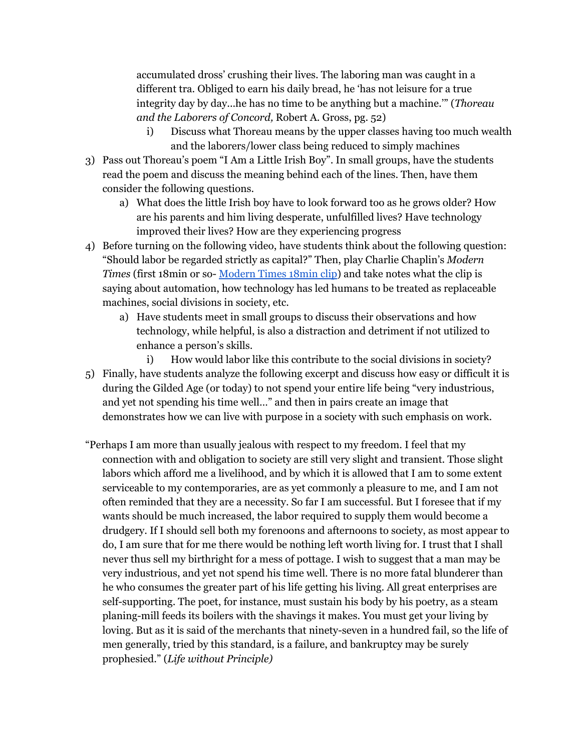accumulated dross' crushing their lives. The laboring man was caught in a different tra. Obliged to earn his daily bread, he 'has not leisure for a true integrity day by day…he has no time to be anything but a machine.'" (*Thoreau and the Laborers of Concord,* Robert A. Gross, pg. 52)

   i) Discuss what Thoreau means by the upper classes having too much wealth and the laborers/lower class being reduced to simply machines

3) Pass out Thoreau's poem "I Am a Little Irish Boy". In small groups, have the students read the poem and discuss the meaning behind each of the lines. Then, have them consider the following questions.
   a) What does the little Irish boy have to look forward too as he grows older? How are his parents and him living desperate, unfulfilled lives? Have technology improved their lives? How are they experiencing progress
4) Before turning on the following video, have students think about the following question: "Should labor be regarded strictly as capital?" Then, play Charlie Chaplin's *Modern Times* (first 18min or so- [Modern Times 18min clip]) and take notes what the clip is saying about automation, how technology has led humans to be treated as replaceable machines, social divisions in society, etc.
   a) Have students meet in small groups to discuss their observations and how technology, while helpful, is also a distraction and detriment if not utilized to enhance a person's skills.
      i) How would labor like this contribute to the social divisions in society?
5) Finally, have students analyze the following excerpt and discuss how easy or difficult it is during the Gilded Age (or today) to not spend your entire life being "very industrious, and yet not spending his time well…" and then in pairs create an image that demonstrates how we can live with purpose in a society with such emphasis on work.

"Perhaps I am more than usually jealous with respect to my freedom. I feel that my connection with and obligation to society are still very slight and transient. Those slight labors which afford me a livelihood, and by which it is allowed that I am to some extent serviceable to my contemporaries, are as yet commonly a pleasure to me, and I am not often reminded that they are a necessity. So far I am successful. But I foresee that if my wants should be much increased, the labor required to supply them would become a drudgery. If I should sell both my forenoons and afternoons to society, as most appear to do, I am sure that for me there would be nothing left worth living for. I trust that I shall never thus sell my birthright for a mess of pottage. I wish to suggest that a man may be very industrious, and yet not spend his time well. There is no more fatal blunderer than he who consumes the greater part of his life getting his living. All great enterprises are self-supporting. The poet, for instance, must sustain his body by his poetry, as a steam planing-mill feeds its boilers with the shavings it makes. You must get your living by loving. But as it is said of the merchants that ninety-seven in a hundred fail, so the life of men generally, tried by this standard, is a failure, and bankruptcy may be surely prophesied." (*Life without Principle)*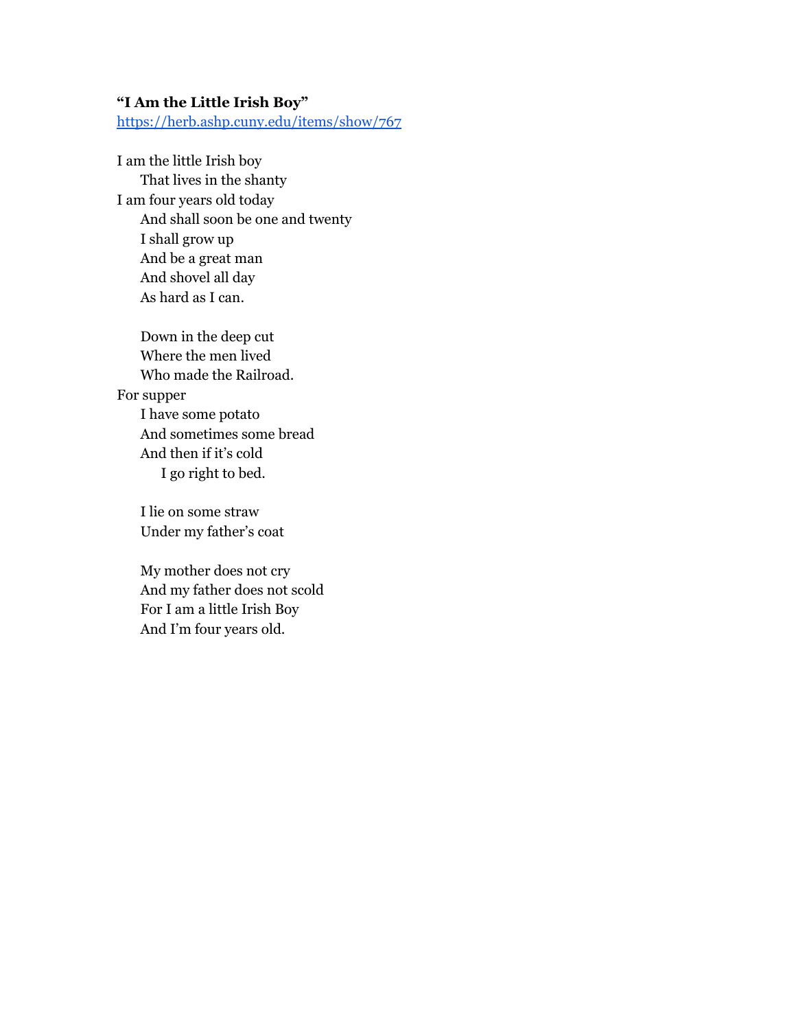**"I Am the Little Irish Boy"**
[https://herb.ashp.cuny.edu/items/show/767](https://herb.ashp.cuny.edu/items/show/767)

I am the little Irish boy
  That lives in the shanty
I am four years old today
  And shall soon be one and twenty
  I shall grow up
  And be a great man
  And shovel all day
  As hard as I can.

  Down in the deep cut
  Where the men lived
  Who made the Railroad.
For supper
  I have some potato
  And sometimes some bread
  And then if it's cold
    I go right to bed.

  I lie on some straw
  Under my father's coat

  My mother does not cry
  And my father does not scold
  For I am a little Irish Boy
  And I'm four years old.